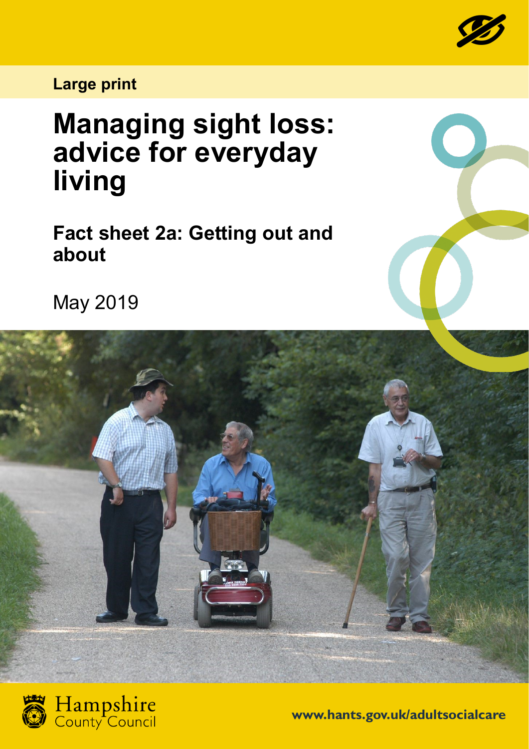Large print

# Managing sight loss: advice for everyday living

## Fact sheet 2a: Getting out and about

May 2019

Hampshire County Council

www.hants.gov.uk/adultsocialcare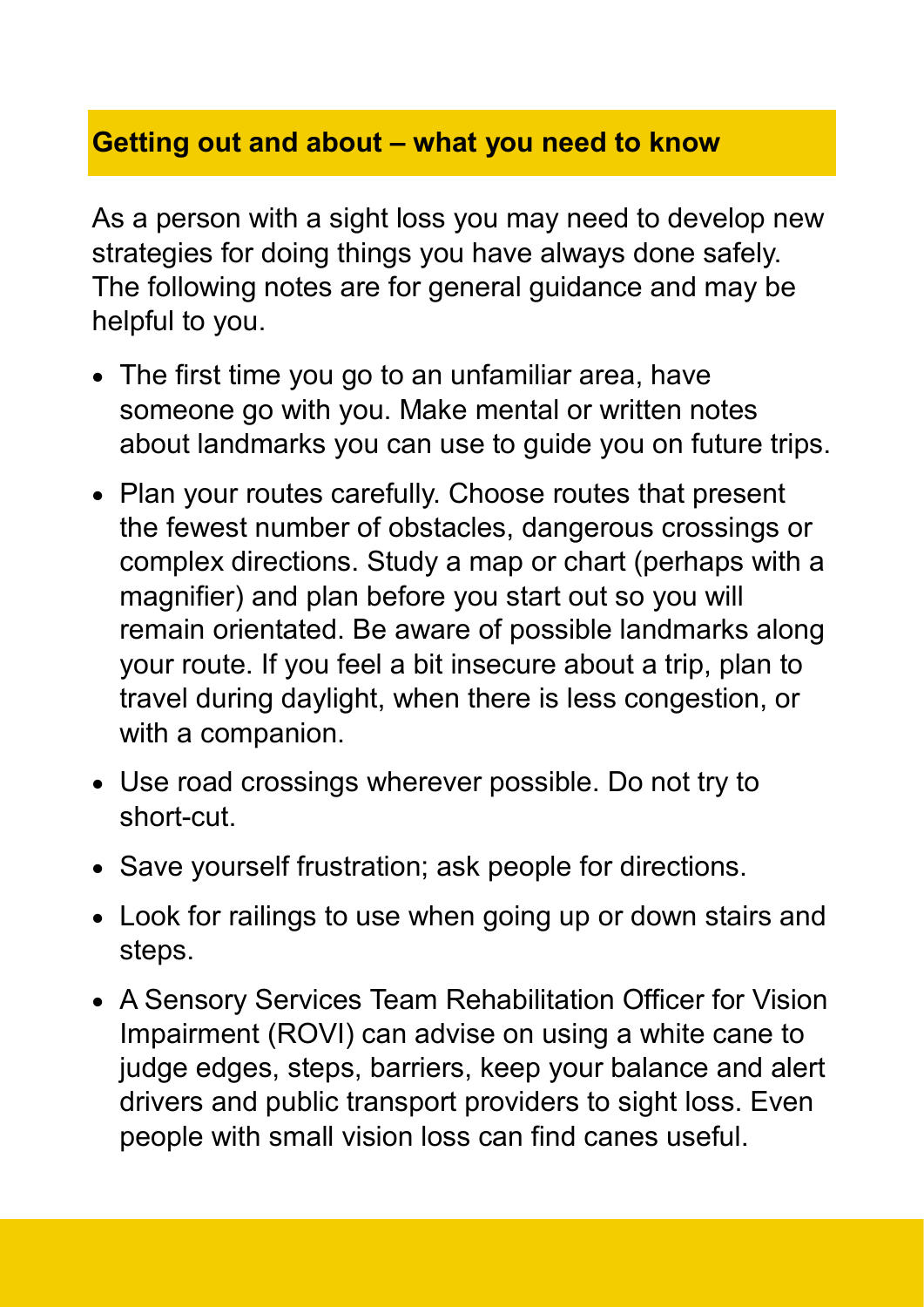## Getting out and about – what you need to know

As a person with a sight loss you may need to develop new strategies for doing things you have always done safely. The following notes are for general guidance and may be helpful to you.

- The first time you go to an unfamiliar area, have someone go with you. Make mental or written notes about landmarks you can use to guide you on future trips.
- Plan your routes carefully. Choose routes that present the fewest number of obstacles, dangerous crossings or complex directions. Study a map or chart (perhaps with a magnifier) and plan before you start out so you will remain orientated. Be aware of possible landmarks along your route. If you feel a bit insecure about a trip, plan to travel during daylight, when there is less congestion, or with a companion.
- Use road crossings wherever possible. Do not try to short-cut.
- Save yourself frustration; ask people for directions.
- Look for railings to use when going up or down stairs and steps.
- A Sensory Services Team Rehabilitation Officer for Vision Impairment (ROVI) can advise on using a white cane to judge edges, steps, barriers, keep your balance and alert drivers and public transport providers to sight loss. Even people with small vision loss can find canes useful.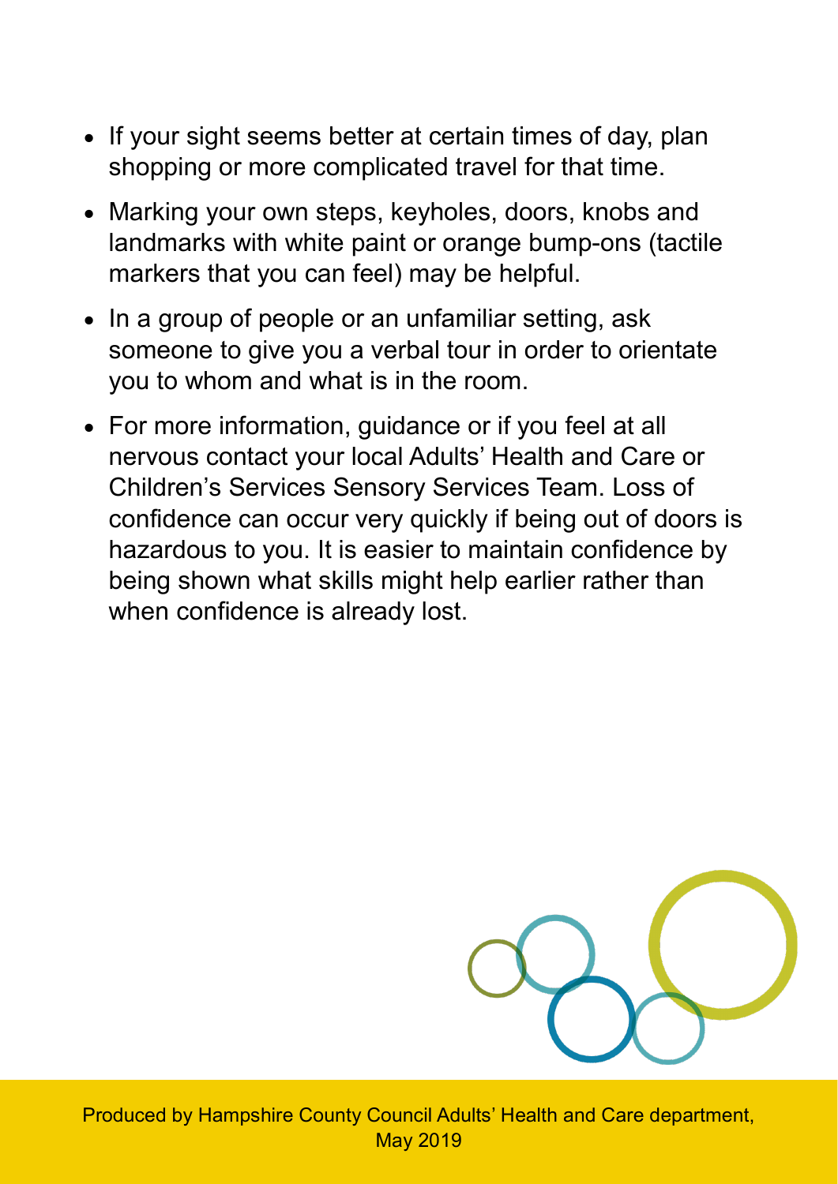- If your sight seems better at certain times of day, plan shopping or more complicated travel for that time.
- Marking your own steps, keyholes, doors, knobs and landmarks with white paint or orange bump-ons (tactile markers that you can feel) may be helpful.
- In a group of people or an unfamiliar setting, ask someone to give you a verbal tour in order to orientate you to whom and what is in the room.
- For more information, guidance or if you feel at all nervous contact your local Adults' Health and Care or Children's Services Sensory Services Team. Loss of confidence can occur very quickly if being out of doors is hazardous to you. It is easier to maintain confidence by being shown what skills might help earlier rather than when confidence is already lost.

Produced by Hampshire County Council Adults' Health and Care department, May 2019